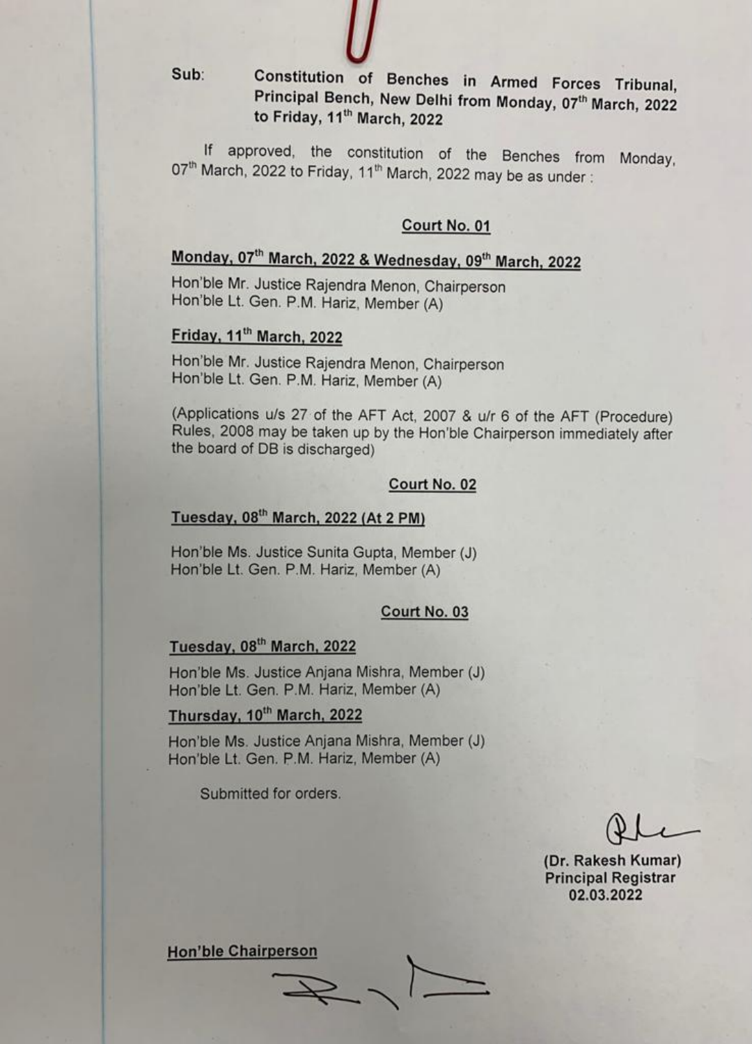**Sub:** **Constitution of Benches in Armed Forces Tribunal, Principal Bench, New Delhi from Monday, 07th March, 2022 to Friday, 11th March, 2022**

If approved, the constitution of the Benches from Monday, 07th March, 2022 to Friday, 11th March, 2022 may be as under :

**Court No. 01**

**Monday, 07th March, 2022 & Wednesday, 09th March, 2022**

Hon'ble Mr. Justice Rajendra Menon, Chairperson
Hon'ble Lt. Gen. P.M. Hariz, Member (A)

**Friday, 11th March, 2022**

Hon'ble Mr. Justice Rajendra Menon, Chairperson
Hon'ble Lt. Gen. P.M. Hariz, Member (A)

(Applications u/s 27 of the AFT Act, 2007 & u/r 6 of the AFT (Procedure) Rules, 2008 may be taken up by the Hon'ble Chairperson immediately after the board of DB is discharged)

**Court No. 02**

**Tuesday, 08th March, 2022 (At 2 PM)**

Hon'ble Ms. Justice Sunita Gupta, Member (J)
Hon'ble Lt. Gen. P.M. Hariz, Member (A)

**Court No. 03**

**Tuesday, 08th March, 2022**

Hon'ble Ms. Justice Anjana Mishra, Member (J)
Hon'ble Lt. Gen. P.M. Hariz, Member (A)

**Thursday, 10th March, 2022**

Hon'ble Ms. Justice Anjana Mishra, Member (J)
Hon'ble Lt. Gen. P.M. Hariz, Member (A)

Submitted for orders.

**(Dr. Rakesh Kumar)**
**Principal Registrar**
**02.03.2022**

**Hon'ble Chairperson**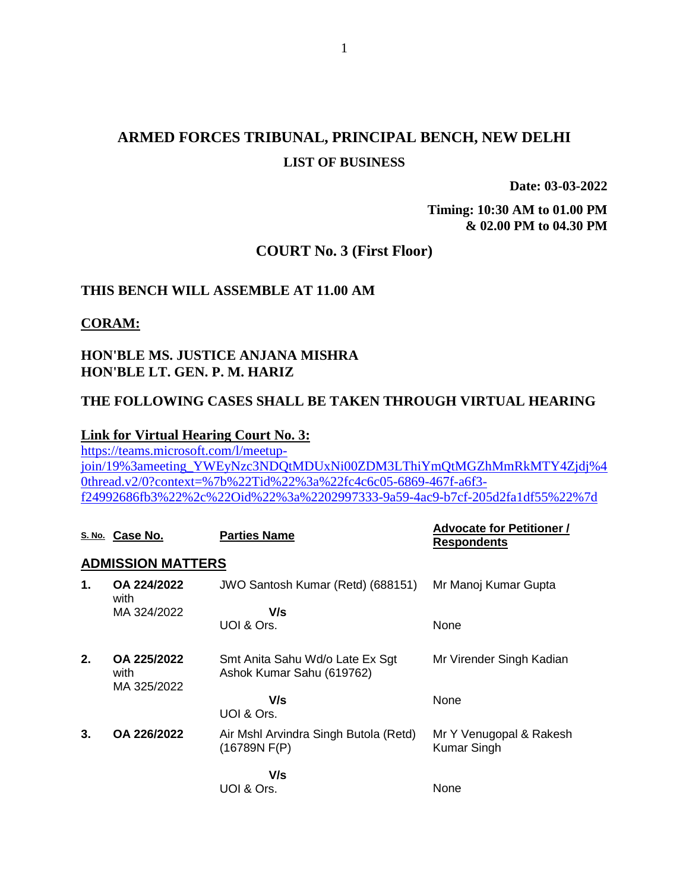# ARMED FORCES TRIBUNAL, PRINCIPAL BENCH, NEW DELHI

## LIST OF BUSINESS

**Date: 03-03-2022**

**Timing: 10:30 AM to 01.00 PM & 02.00 PM to 04.30 PM**

## COURT No. 3 (First Floor)

**THIS BENCH WILL ASSEMBLE AT 11.00 AM**

**CORAM:**

**HON'BLE MS. JUSTICE ANJANA MISHRA**
**HON'BLE LT. GEN. P. M. HARIZ**

**THE FOLLOWING CASES SHALL BE TAKEN THROUGH VIRTUAL HEARING**

**Link for Virtual Hearing Court No. 3:**
https://teams.microsoft.com/l/meetup-join/19%3ameeting_YWEyNzc3NDQtMDUxNi00ZDM3LThiYmQtMGZhMmRkMTY4Zjdj%40thread.v2/0?context=%7b%22Tid%22%3a%22fc4c6c05-6869-467f-a6f3-f24992686fb3%22%2c%22Oid%22%3a%2202997333-9a59-4ac9-b7cf-205d2fa1df55%22%7d

| S. No. | Case No. | Parties Name | Advocate for Petitioner / Respondents |
|---|---|---|---|
| **ADMISSION MATTERS** | | | |
| **1.** | **OA 224/2022** with MA 324/2022 | JWO Santosh Kumar (Retd) (688151) | Mr Manoj Kumar Gupta |
| | | **V/s** UOI & Ors. | None |
| **2.** | **OA 225/2022** with MA 325/2022 | Smt Anita Sahu Wd/o Late Ex Sgt Ashok Kumar Sahu (619762) | Mr Virender Singh Kadian |
| | | **V/s** UOI & Ors. | None |
| **3.** | **OA 226/2022** | Air Mshl Arvindra Singh Butola (Retd) (16789N F(P) | Mr Y Venugopal & Rakesh Kumar Singh |
| | | **V/s** UOI & Ors. | None |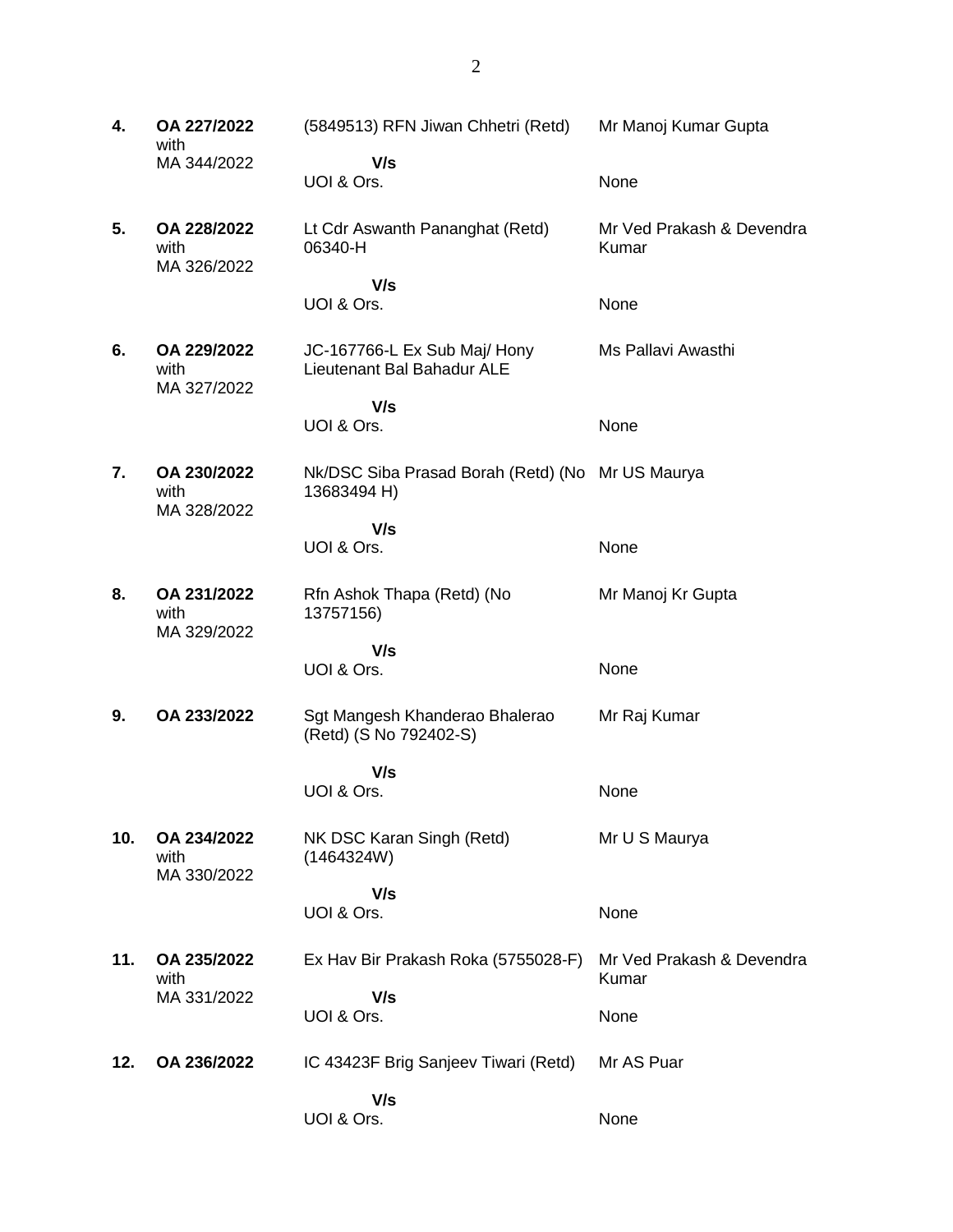| | | | |
|---|---|---|---|
| **4.** | **OA 227/2022** with MA 344/2022 | (5849513) RFN Jiwan Chhetri (Retd)<br>**V/s**<br>UOI & Ors. | Mr Manoj Kumar Gupta<br><br>None |
| **5.** | **OA 228/2022** with MA 326/2022 | Lt Cdr Aswanth Pananghat (Retd) 06340-H<br>**V/s**<br>UOI & Ors. | Mr Ved Prakash & Devendra Kumar<br><br>None |
| **6.** | **OA 229/2022** with MA 327/2022 | JC-167766-L Ex Sub Maj/ Hony Lieutenant Bal Bahadur ALE<br>**V/s**<br>UOI & Ors. | Ms Pallavi Awasthi<br><br>None |
| **7.** | **OA 230/2022** with MA 328/2022 | Nk/DSC Siba Prasad Borah (Retd) (No 13683494 H)<br>**V/s**<br>UOI & Ors. | Mr US Maurya<br><br>None |
| **8.** | **OA 231/2022** with MA 329/2022 | Rfn Ashok Thapa (Retd) (No 13757156)<br>**V/s**<br>UOI & Ors. | Mr Manoj Kr Gupta<br><br>None |
| **9.** | **OA 233/2022** | Sgt Mangesh Khanderao Bhalerao (Retd) (S No 792402-S)<br>**V/s**<br>UOI & Ors. | Mr Raj Kumar<br><br>None |
| **10.** | **OA 234/2022** with MA 330/2022 | NK DSC Karan Singh (Retd) (1464324W)<br>**V/s**<br>UOI & Ors. | Mr U S Maurya<br><br>None |
| **11.** | **OA 235/2022** with MA 331/2022 | Ex Hav Bir Prakash Roka (5755028-F)<br>**V/s**<br>UOI & Ors. | Mr Ved Prakash & Devendra Kumar<br><br>None |
| **12.** | **OA 236/2022** | IC 43423F Brig Sanjeev Tiwari (Retd)<br>**V/s**<br>UOI & Ors. | Mr AS Puar<br><br>None |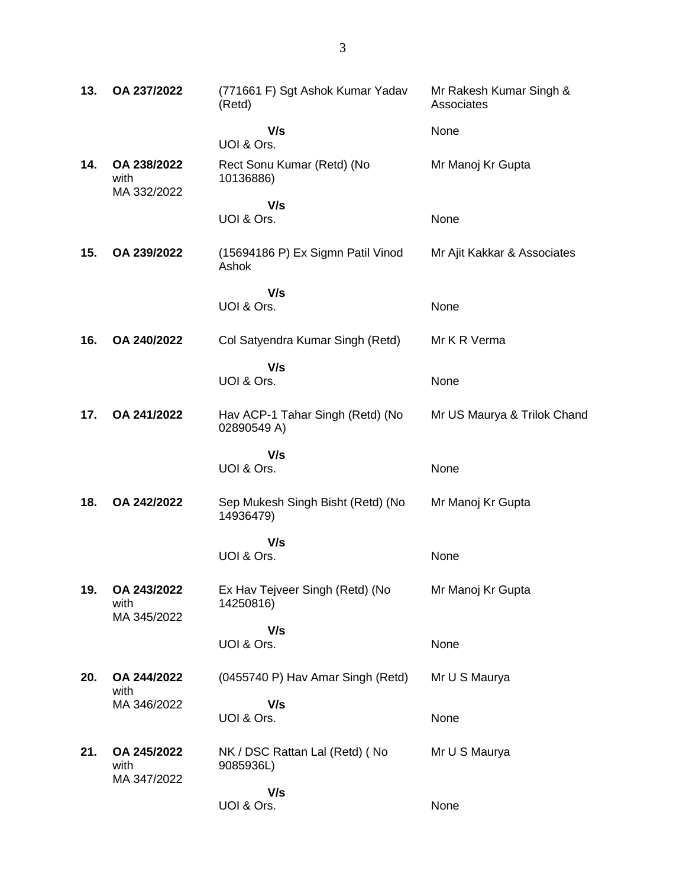| | | | |
|---|---|---|---|
| **13.** | **OA 237/2022** | (771661 F) Sgt Ashok Kumar Yadav (Retd) | Mr Rakesh Kumar Singh & Associates |
| | | **V/s** UOI & Ors. | None |
| **14.** | **OA 238/2022** with MA 332/2022 | Rect Sonu Kumar (Retd) (No 10136886) | Mr Manoj Kr Gupta |
| | | **V/s** UOI & Ors. | None |
| **15.** | **OA 239/2022** | (15694186 P) Ex Sigmn Patil Vinod Ashok | Mr Ajit Kakkar & Associates |
| | | **V/s** UOI & Ors. | None |
| **16.** | **OA 240/2022** | Col Satyendra Kumar Singh (Retd) | Mr K R Verma |
| | | **V/s** UOI & Ors. | None |
| **17.** | **OA 241/2022** | Hav ACP-1 Tahar Singh (Retd) (No 02890549 A) | Mr US Maurya & Trilok Chand |
| | | **V/s** UOI & Ors. | None |
| **18.** | **OA 242/2022** | Sep Mukesh Singh Bisht (Retd) (No 14936479) | Mr Manoj Kr Gupta |
| | | **V/s** UOI & Ors. | None |
| **19.** | **OA 243/2022** with MA 345/2022 | Ex Hav Tejveer Singh (Retd) (No 14250816) | Mr Manoj Kr Gupta |
| | | **V/s** UOI & Ors. | None |
| **20.** | **OA 244/2022** with MA 346/2022 | (0455740 P) Hav Amar Singh (Retd) | Mr U S Maurya |
| | | **V/s** UOI & Ors. | None |
| **21.** | **OA 245/2022** with MA 347/2022 | NK / DSC Rattan Lal (Retd) ( No 9085936L) | Mr U S Maurya |
| | | **V/s** UOI & Ors. | None |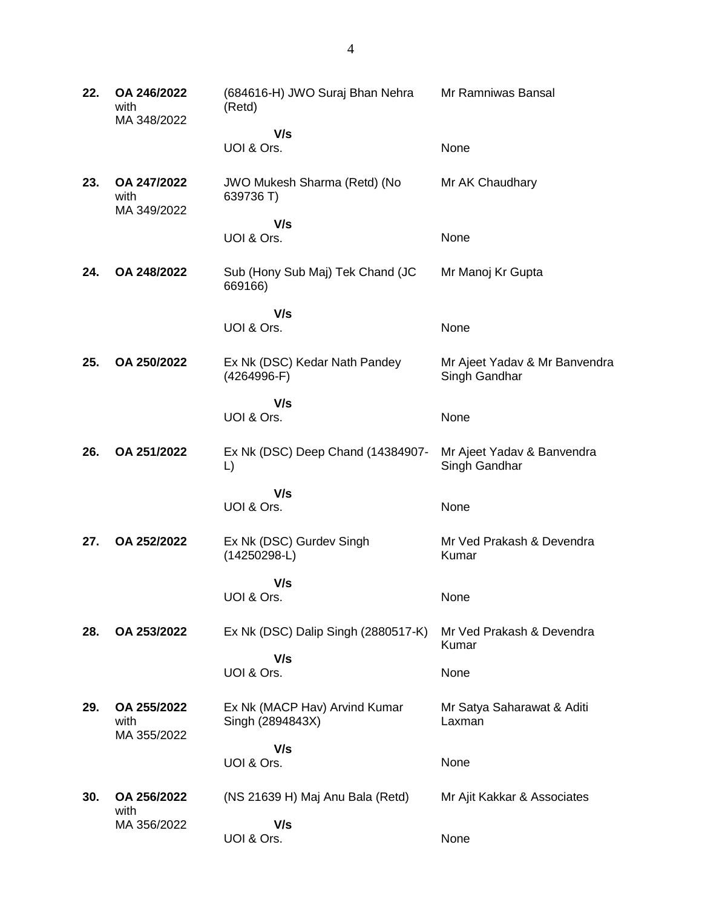| | | | |
|---|---|---|---|
| **22.** | **OA 246/2022** with MA 348/2022 | (684616-H) JWO Suraj Bhan Nehra (Retd) | Mr Ramniwas Bansal |
| | | **V/s** UOI & Ors. | None |
| **23.** | **OA 247/2022** with MA 349/2022 | JWO Mukesh Sharma (Retd) (No 639736 T) | Mr AK Chaudhary |
| | | **V/s** UOI & Ors. | None |
| **24.** | **OA 248/2022** | Sub (Hony Sub Maj) Tek Chand (JC 669166) | Mr Manoj Kr Gupta |
| | | **V/s** UOI & Ors. | None |
| **25.** | **OA 250/2022** | Ex Nk (DSC) Kedar Nath Pandey (4264996-F) | Mr Ajeet Yadav & Mr Banvendra Singh Gandhar |
| | | **V/s** UOI & Ors. | None |
| **26.** | **OA 251/2022** | Ex Nk (DSC) Deep Chand (14384907-L) | Mr Ajeet Yadav & Banvendra Singh Gandhar |
| | | **V/s** UOI & Ors. | None |
| **27.** | **OA 252/2022** | Ex Nk (DSC) Gurdev Singh (14250298-L) | Mr Ved Prakash & Devendra Kumar |
| | | **V/s** UOI & Ors. | None |
| **28.** | **OA 253/2022** | Ex Nk (DSC) Dalip Singh (2880517-K) | Mr Ved Prakash & Devendra Kumar |
| | | **V/s** UOI & Ors. | None |
| **29.** | **OA 255/2022** with MA 355/2022 | Ex Nk (MACP Hav) Arvind Kumar Singh (2894843X) | Mr Satya Saharawat & Aditi Laxman |
| | | **V/s** UOI & Ors. | None |
| **30.** | **OA 256/2022** with MA 356/2022 | (NS 21639 H) Maj Anu Bala (Retd) | Mr Ajit Kakkar & Associates |
| | | **V/s** UOI & Ors. | None |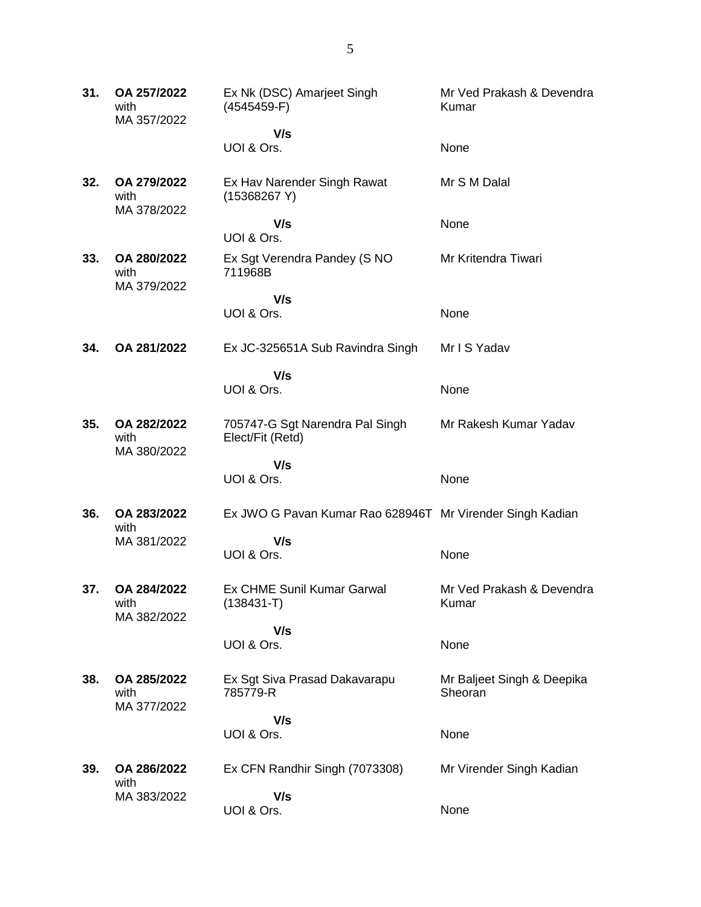| | | | |
|---|---|---|---|
| **31.** | **OA 257/2022** with MA 357/2022 | Ex Nk (DSC) Amarjeet Singh (4545459-F) **V/s** UOI & Ors. | Mr Ved Prakash & Devendra Kumar<br>None |
| **32.** | **OA 279/2022** with MA 378/2022 | Ex Hav Narender Singh Rawat (15368267 Y) **V/s** UOI & Ors. | Mr S M Dalal<br>None |
| **33.** | **OA 280/2022** with MA 379/2022 | Ex Sgt Verendra Pandey (S NO 711968B **V/s** UOI & Ors. | Mr Kritendra Tiwari<br>None |
| **34.** | **OA 281/2022** | Ex JC-325651A Sub Ravindra Singh **V/s** UOI & Ors. | Mr I S Yadav<br>None |
| **35.** | **OA 282/2022** with MA 380/2022 | 705747-G Sgt Narendra Pal Singh Elect/Fit (Retd) **V/s** UOI & Ors. | Mr Rakesh Kumar Yadav<br>None |
| **36.** | **OA 283/2022** with MA 381/2022 | Ex JWO G Pavan Kumar Rao 628946T **V/s** UOI & Ors. | Mr Virender Singh Kadian<br>None |
| **37.** | **OA 284/2022** with MA 382/2022 | Ex CHME Sunil Kumar Garwal (138431-T) **V/s** UOI & Ors. | Mr Ved Prakash & Devendra Kumar<br>None |
| **38.** | **OA 285/2022** with MA 377/2022 | Ex Sgt Siva Prasad Dakavarapu 785779-R **V/s** UOI & Ors. | Mr Baljeet Singh & Deepika Sheoran<br>None |
| **39.** | **OA 286/2022** with MA 383/2022 | Ex CFN Randhir Singh (7073308) **V/s** UOI & Ors. | Mr Virender Singh Kadian<br>None |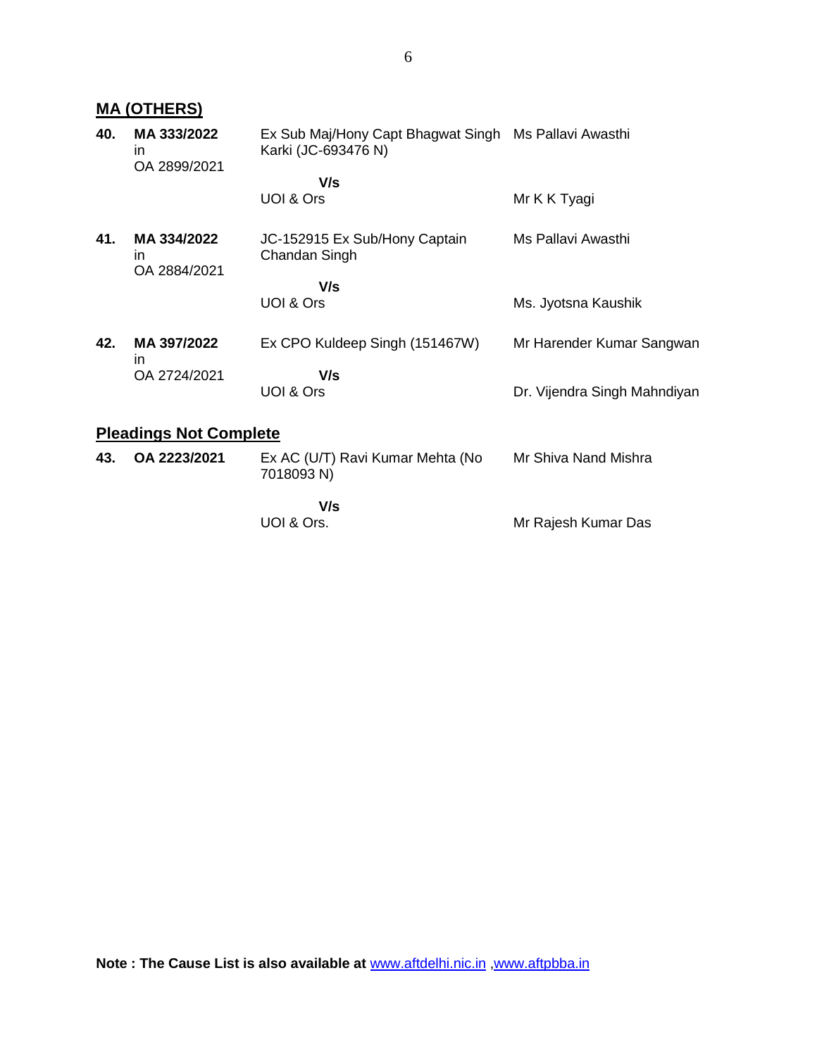## MA (OTHERS)

| | | | |
|---|---|---|---|
| **40.** | **MA 333/2022** in OA 2899/2021 | Ex Sub Maj/Hony Capt Bhagwat Singh Karki (JC-693476 N) | Ms Pallavi Awasthi |
| | | **V/s** UOI & Ors | Mr K K Tyagi |
| **41.** | **MA 334/2022** in OA 2884/2021 | JC-152915 Ex Sub/Hony Captain Chandan Singh | Ms Pallavi Awasthi |
| | | **V/s** UOI & Ors | Ms. Jyotsna Kaushik |
| **42.** | **MA 397/2022** in OA 2724/2021 | Ex CPO Kuldeep Singh (151467W) | Mr Harender Kumar Sangwan |
| | | **V/s** UOI & Ors | Dr. Vijendra Singh Mahndiyan |

## Pleadings Not Complete

| | | | |
|---|---|---|---|
| **43.** | **OA 2223/2021** | Ex AC (U/T) Ravi Kumar Mehta (No 7018093 N) | Mr Shiva Nand Mishra |
| | | **V/s** UOI & Ors. | Mr Rajesh Kumar Das |

**Note : The Cause List is also available at** www.aftdelhi.nic.in ,www.aftpbba.in